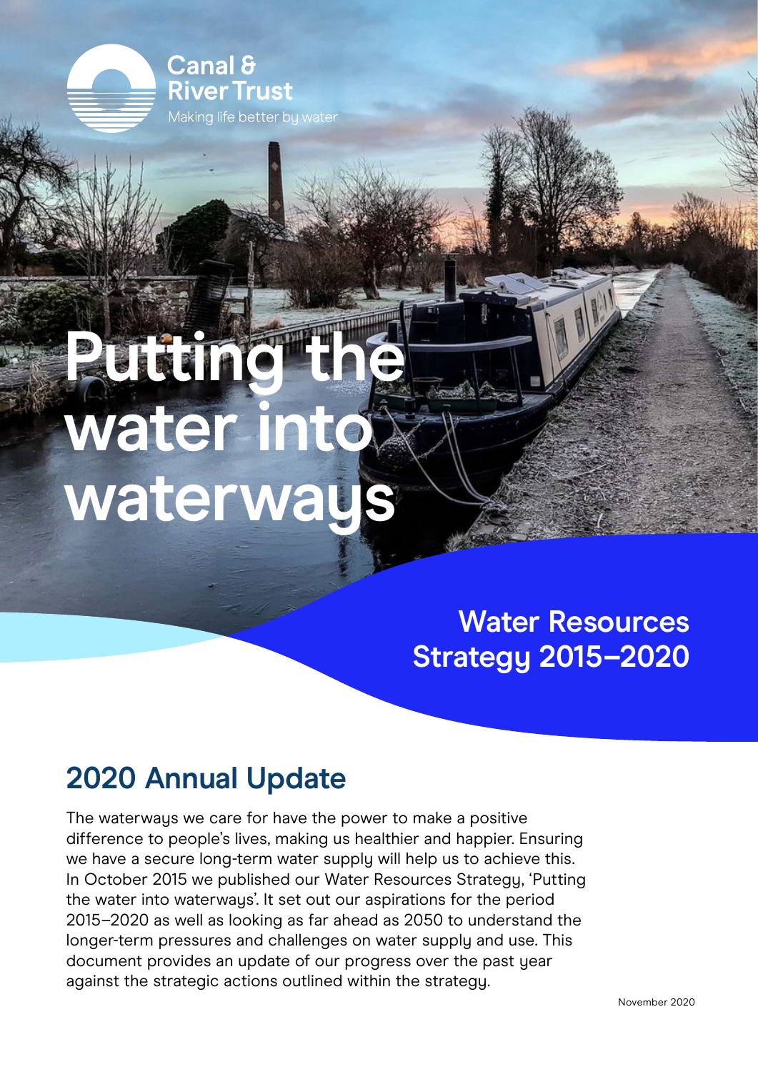Canal & River Trust

Making life better by water

# Putting the water into waterways

## Water Resources Strategy 2015–2020

## 2020 Annual Update

The waterways we care for have the power to make a positive difference to people's lives, making us healthier and happier. Ensuring we have a secure long-term water supply will help us to achieve this. In October 2015 we published our Water Resources Strategy, 'Putting the water into waterways'. It set out our aspirations for the period 2015–2020 as well as looking as far ahead as 2050 to understand the longer-term pressures and challenges on water supply and use. This document provides an update of our progress over the past year against the strategic actions outlined within the strategy.

November 2020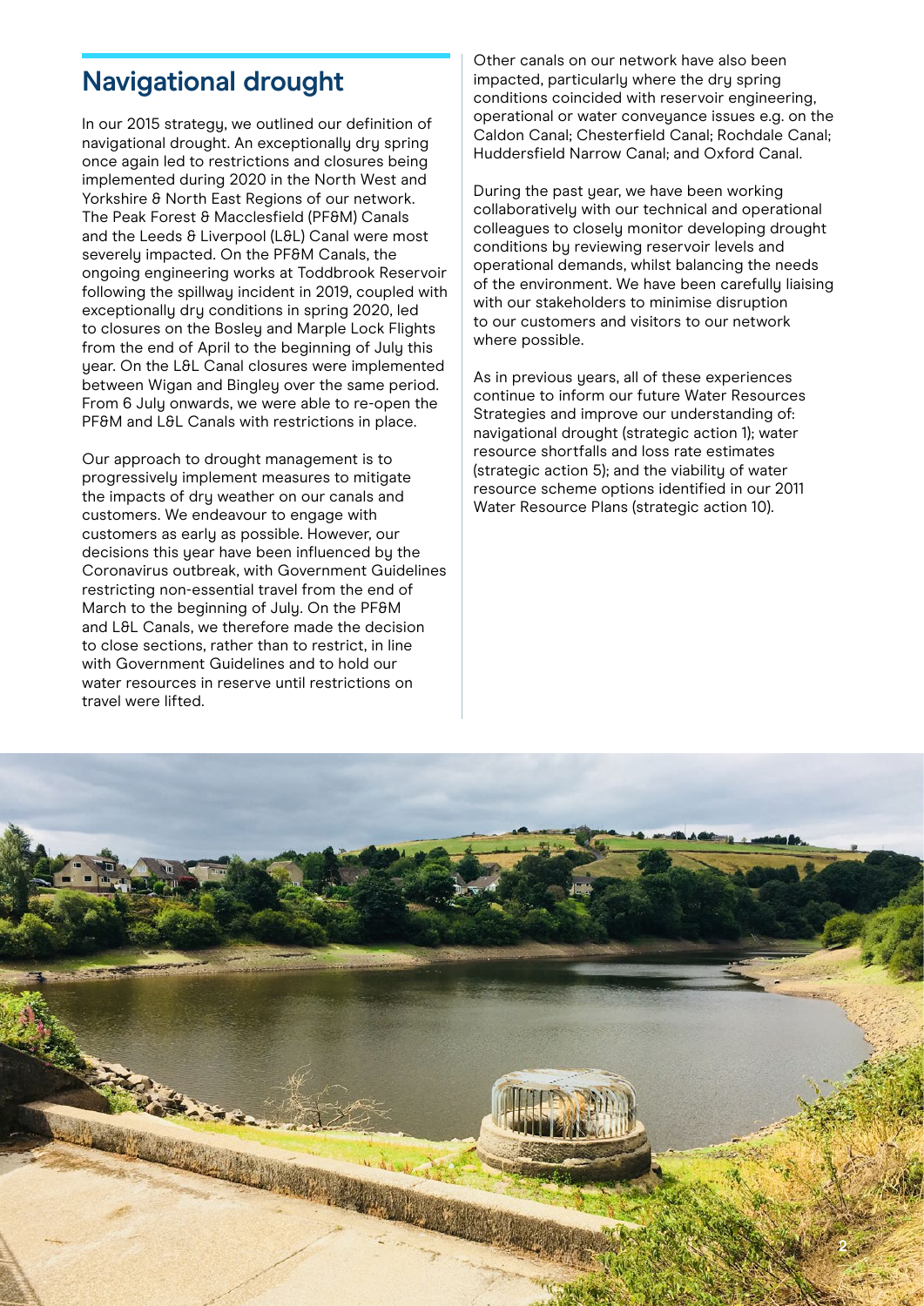## Navigational drought

In our 2015 strategy, we outlined our definition of navigational drought. An exceptionally dry spring once again led to restrictions and closures being implemented during 2020 in the North West and Yorkshire & North East Regions of our network. The Peak Forest & Macclesfield (PF&M) Canals and the Leeds & Liverpool (L&L) Canal were most severely impacted. On the PF&M Canals, the ongoing engineering works at Toddbrook Reservoir following the spillway incident in 2019, coupled with exceptionally dry conditions in spring 2020, led to closures on the Bosley and Marple Lock Flights from the end of April to the beginning of July this year. On the L&L Canal closures were implemented between Wigan and Bingley over the same period. From 6 July onwards, we were able to re-open the PF&M and L&L Canals with restrictions in place.

Our approach to drought management is to progressively implement measures to mitigate the impacts of dry weather on our canals and customers. We endeavour to engage with customers as early as possible. However, our decisions this year have been influenced by the Coronavirus outbreak, with Government Guidelines restricting non-essential travel from the end of March to the beginning of July. On the PF&M and L&L Canals, we therefore made the decision to close sections, rather than to restrict, in line with Government Guidelines and to hold our water resources in reserve until restrictions on travel were lifted.

Other canals on our network have also been impacted, particularly where the dry spring conditions coincided with reservoir engineering, operational or water conveyance issues e.g. on the Caldon Canal; Chesterfield Canal; Rochdale Canal; Huddersfield Narrow Canal; and Oxford Canal.

During the past year, we have been working collaboratively with our technical and operational colleagues to closely monitor developing drought conditions by reviewing reservoir levels and operational demands, whilst balancing the needs of the environment. We have been carefully liaising with our stakeholders to minimise disruption to our customers and visitors to our network where possible.

As in previous years, all of these experiences continue to inform our future Water Resources Strategies and improve our understanding of: navigational drought (strategic action 1); water resource shortfalls and loss rate estimates (strategic action 5); and the viability of water resource scheme options identified in our 2011 Water Resource Plans (strategic action 10).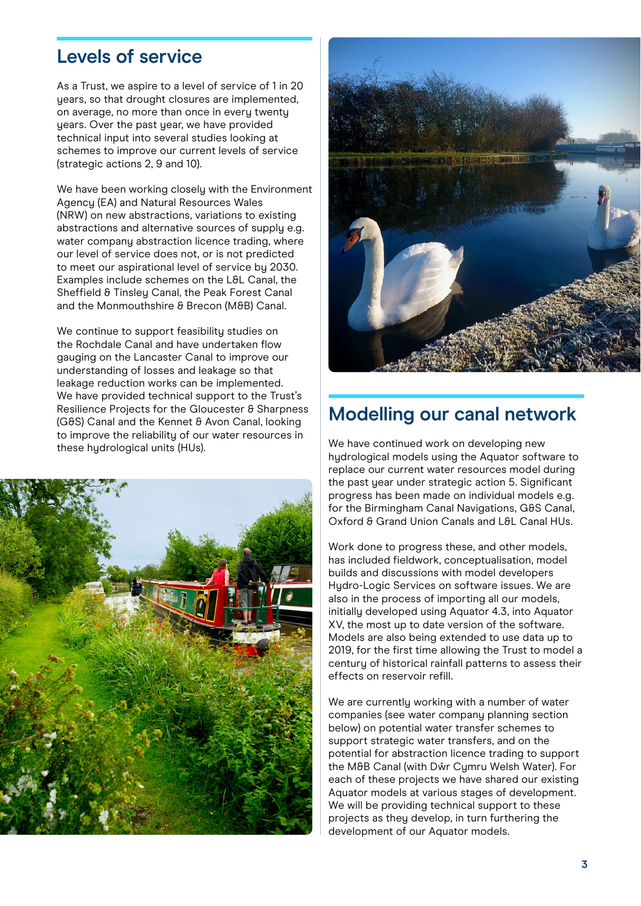## Levels of service

As a Trust, we aspire to a level of service of 1 in 20 years, so that drought closures are implemented, on average, no more than once in every twenty years. Over the past year, we have provided technical input into several studies looking at schemes to improve our current levels of service (strategic actions 2, 9 and 10).

We have been working closely with the Environment Agency (EA) and Natural Resources Wales (NRW) on new abstractions, variations to existing abstractions and alternative sources of supply e.g. water company abstraction licence trading, where our level of service does not, or is not predicted to meet our aspirational level of service by 2030. Examples include schemes on the L&L Canal, the Sheffield & Tinsley Canal, the Peak Forest Canal and the Monmouthshire & Brecon (M&B) Canal.

We continue to support feasibility studies on the Rochdale Canal and have undertaken flow gauging on the Lancaster Canal to improve our understanding of losses and leakage so that leakage reduction works can be implemented. We have provided technical support to the Trust's Resilience Projects for the Gloucester & Sharpness (G&S) Canal and the Kennet & Avon Canal, looking to improve the reliability of our water resources in these hydrological units (HUs).

## Modelling our canal network

We have continued work on developing new hydrological models using the Aquator software to replace our current water resources model during the past year under strategic action 5. Significant progress has been made on individual models e.g. for the Birmingham Canal Navigations, G&S Canal, Oxford & Grand Union Canals and L&L Canal HUs.

Work done to progress these, and other models, has included fieldwork, conceptualisation, model builds and discussions with model developers Hydro-Logic Services on software issues. We are also in the process of importing all our models, initially developed using Aquator 4.3, into Aquator XV, the most up to date version of the software. Models are also being extended to use data up to 2019, for the first time allowing the Trust to model a century of historical rainfall patterns to assess their effects on reservoir refill.

We are currently working with a number of water companies (see water company planning section below) on potential water transfer schemes to support strategic water transfers, and on the potential for abstraction licence trading to support the M&B Canal (with Dŵr Cymru Welsh Water). For each of these projects we have shared our existing Aquator models at various stages of development. We will be providing technical support to these projects as they develop, in turn furthering the development of our Aquator models.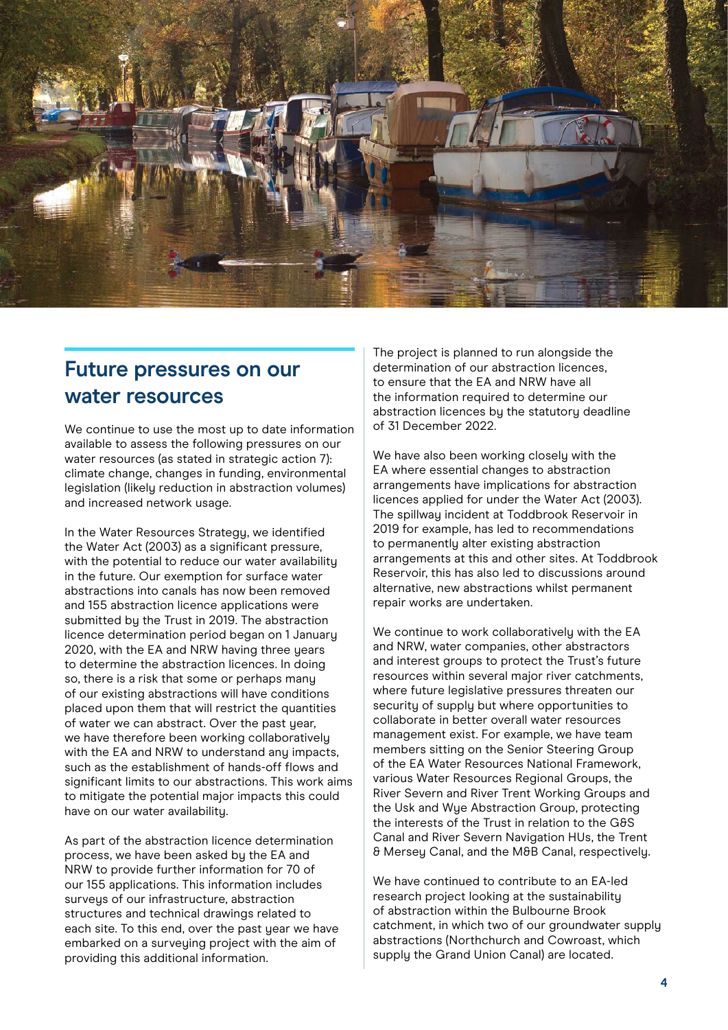## Future pressures on our water resources

We continue to use the most up to date information available to assess the following pressures on our water resources (as stated in strategic action 7): climate change, changes in funding, environmental legislation (likely reduction in abstraction volumes) and increased network usage.

In the Water Resources Strategy, we identified the Water Act (2003) as a significant pressure, with the potential to reduce our water availability in the future. Our exemption for surface water abstractions into canals has now been removed and 155 abstraction licence applications were submitted by the Trust in 2019. The abstraction licence determination period began on 1 January 2020, with the EA and NRW having three years to determine the abstraction licences. In doing so, there is a risk that some or perhaps many of our existing abstractions will have conditions placed upon them that will restrict the quantities of water we can abstract. Over the past year, we have therefore been working collaboratively with the EA and NRW to understand any impacts, such as the establishment of hands-off flows and significant limits to our abstractions. This work aims to mitigate the potential major impacts this could have on our water availability.

As part of the abstraction licence determination process, we have been asked by the EA and NRW to provide further information for 70 of our 155 applications. This information includes surveys of our infrastructure, abstraction structures and technical drawings related to each site. To this end, over the past year we have embarked on a surveying project with the aim of providing this additional information.

The project is planned to run alongside the determination of our abstraction licences, to ensure that the EA and NRW have all the information required to determine our abstraction licences by the statutory deadline of 31 December 2022.

We have also been working closely with the EA where essential changes to abstraction arrangements have implications for abstraction licences applied for under the Water Act (2003). The spillway incident at Toddbrook Reservoir in 2019 for example, has led to recommendations to permanently alter existing abstraction arrangements at this and other sites. At Toddbrook Reservoir, this has also led to discussions around alternative, new abstractions whilst permanent repair works are undertaken.

We continue to work collaboratively with the EA and NRW, water companies, other abstractors and interest groups to protect the Trust's future resources within several major river catchments, where future legislative pressures threaten our security of supply but where opportunities to collaborate in better overall water resources management exist. For example, we have team members sitting on the Senior Steering Group of the EA Water Resources National Framework, various Water Resources Regional Groups, the River Severn and River Trent Working Groups and the Usk and Wye Abstraction Group, protecting the interests of the Trust in relation to the G&S Canal and River Severn Navigation HUs, the Trent & Mersey Canal, and the M&B Canal, respectively.

We have continued to contribute to an EA-led research project looking at the sustainability of abstraction within the Bulbourne Brook catchment, in which two of our groundwater supply abstractions (Northchurch and Cowroast, which supply the Grand Union Canal) are located.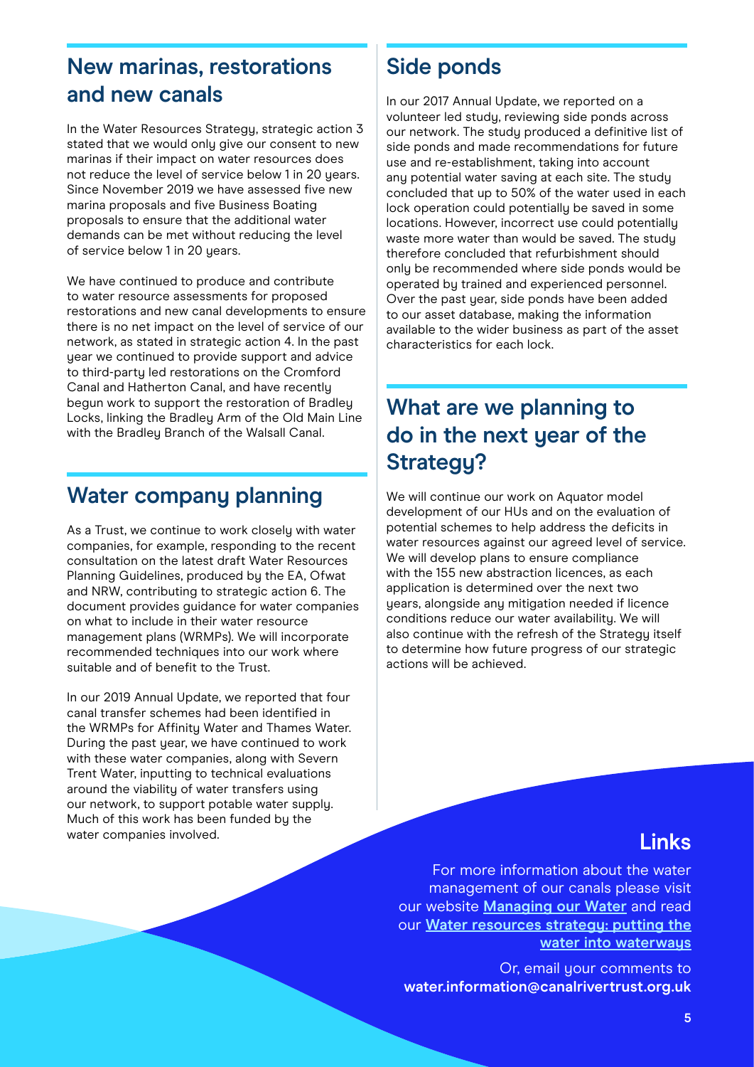## New marinas, restorations and new canals

In the Water Resources Strategy, strategic action 3 stated that we would only give our consent to new marinas if their impact on water resources does not reduce the level of service below 1 in 20 years. Since November 2019 we have assessed five new marina proposals and five Business Boating proposals to ensure that the additional water demands can be met without reducing the level of service below 1 in 20 years.

We have continued to produce and contribute to water resource assessments for proposed restorations and new canal developments to ensure there is no net impact on the level of service of our network, as stated in strategic action 4. In the past year we continued to provide support and advice to third-party led restorations on the Cromford Canal and Hatherton Canal, and have recently begun work to support the restoration of Bradley Locks, linking the Bradley Arm of the Old Main Line with the Bradley Branch of the Walsall Canal.

## Water company planning

As a Trust, we continue to work closely with water companies, for example, responding to the recent consultation on the latest draft Water Resources Planning Guidelines, produced by the EA, Ofwat and NRW, contributing to strategic action 6. The document provides guidance for water companies on what to include in their water resource management plans (WRMPs). We will incorporate recommended techniques into our work where suitable and of benefit to the Trust.

In our 2019 Annual Update, we reported that four canal transfer schemes had been identified in the WRMPs for Affinity Water and Thames Water. During the past year, we have continued to work with these water companies, along with Severn Trent Water, inputting to technical evaluations around the viability of water transfers using our network, to support potable water supply. Much of this work has been funded by the water companies involved.

## Side ponds

In our 2017 Annual Update, we reported on a volunteer led study, reviewing side ponds across our network. The study produced a definitive list of side ponds and made recommendations for future use and re-establishment, taking into account any potential water saving at each site. The study concluded that up to 50% of the water used in each lock operation could potentially be saved in some locations. However, incorrect use could potentially waste more water than would be saved. The study therefore concluded that refurbishment should only be recommended where side ponds would be operated by trained and experienced personnel. Over the past year, side ponds have been added to our asset database, making the information available to the wider business as part of the asset characteristics for each lock.

## What are we planning to do in the next year of the Strategy?

We will continue our work on Aquator model development of our HUs and on the evaluation of potential schemes to help address the deficits in water resources against our agreed level of service. We will develop plans to ensure compliance with the 155 new abstraction licences, as each application is determined over the next two years, alongside any mitigation needed if licence conditions reduce our water availability. We will also continue with the refresh of the Strategy itself to determine how future progress of our strategic actions will be achieved.

## Links

For more information about the water management of our canals please visit our website **Managing our Water** and read our **Water resources strategy: putting the water into waterways**

Or, email your comments to **water.information@canalrivertrust.org.uk**